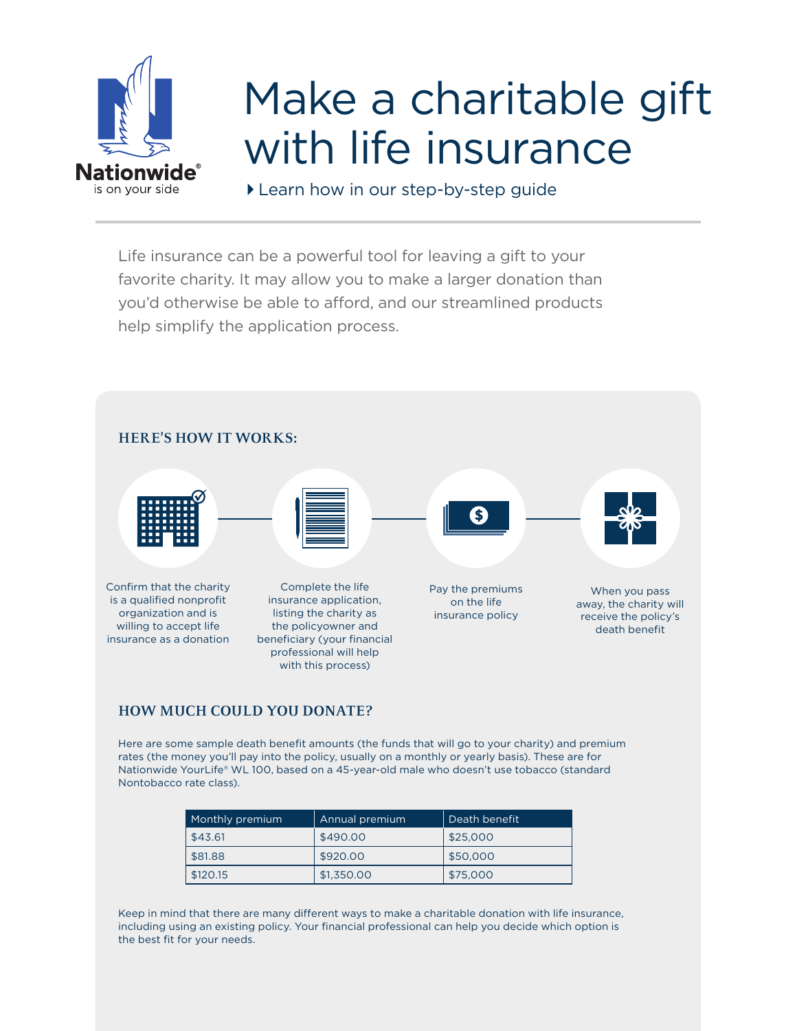Nationwide®
is on your side

# Make a charitable gift with life insurance

▸ Learn how in our step-by-step guide

Life insurance can be a powerful tool for leaving a gift to your favorite charity. It may allow you to make a larger donation than you'd otherwise be able to afford, and our streamlined products help simplify the application process.

## HERE'S HOW IT WORKS:

1. Confirm that the charity is a qualified nonprofit organization and is willing to accept life insurance as a donation
2. Complete the life insurance application, listing the charity as the policyowner and beneficiary (your financial professional will help with this process)
3. Pay the premiums on the life insurance policy
4. When you pass away, the charity will receive the policy's death benefit

## HOW MUCH COULD YOU DONATE?

Here are some sample death benefit amounts (the funds that will go to your charity) and premium rates (the money you'll pay into the policy, usually on a monthly or yearly basis). These are for Nationwide YourLife® WL 100, based on a 45-year-old male who doesn't use tobacco (standard Nontobacco rate class).

| Monthly premium | Annual premium | Death benefit |
|---|---|---|
| $43.61 | $490.00 | $25,000 |
| $81.88 | $920.00 | $50,000 |
| $120.15 | $1,350.00 | $75,000 |

Keep in mind that there are many different ways to make a charitable donation with life insurance, including using an existing policy. Your financial professional can help you decide which option is the best fit for your needs.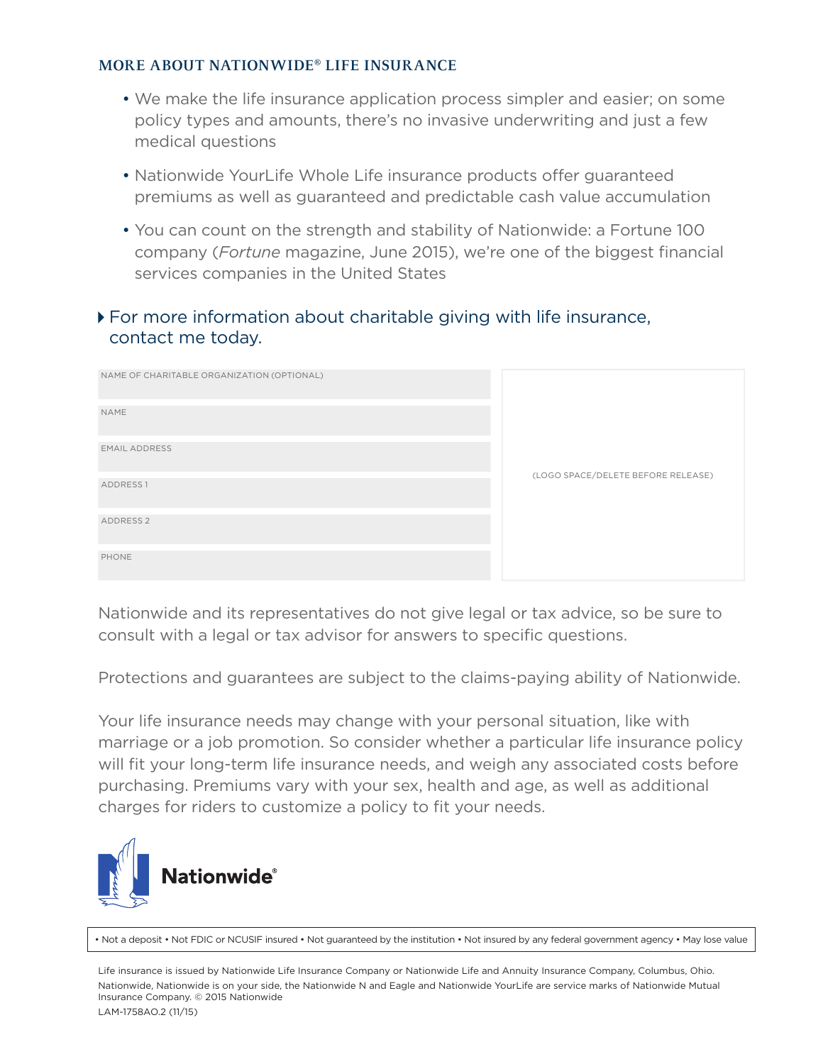## MORE ABOUT NATIONWIDE® LIFE INSURANCE

- We make the life insurance application process simpler and easier; on some policy types and amounts, there's no invasive underwriting and just a few medical questions
- Nationwide YourLife Whole Life insurance products offer guaranteed premiums as well as guaranteed and predictable cash value accumulation
- You can count on the strength and stability of Nationwide: a Fortune 100 company (*Fortune* magazine, June 2015), we're one of the biggest financial services companies in the United States

▸ For more information about charitable giving with life insurance, contact me today.

NAME OF CHARITABLE ORGANIZATION (OPTIONAL)

NAME

EMAIL ADDRESS

ADDRESS 1

ADDRESS 2

PHONE

(LOGO SPACE/DELETE BEFORE RELEASE)

Nationwide and its representatives do not give legal or tax advice, so be sure to consult with a legal or tax advisor for answers to specific questions.

Protections and guarantees are subject to the claims-paying ability of Nationwide.

Your life insurance needs may change with your personal situation, like with marriage or a job promotion. So consider whether a particular life insurance policy will fit your long-term life insurance needs, and weigh any associated costs before purchasing. Premiums vary with your sex, health and age, as well as additional charges for riders to customize a policy to fit your needs.

Nationwide®

• Not a deposit • Not FDIC or NCUSIF insured • Not guaranteed by the institution • Not insured by any federal government agency • May lose value

Life insurance is issued by Nationwide Life Insurance Company or Nationwide Life and Annuity Insurance Company, Columbus, Ohio.
Nationwide, Nationwide is on your side, the Nationwide N and Eagle and Nationwide YourLife are service marks of Nationwide Mutual Insurance Company. © 2015 Nationwide

LAM-1758AO.2 (11/15)